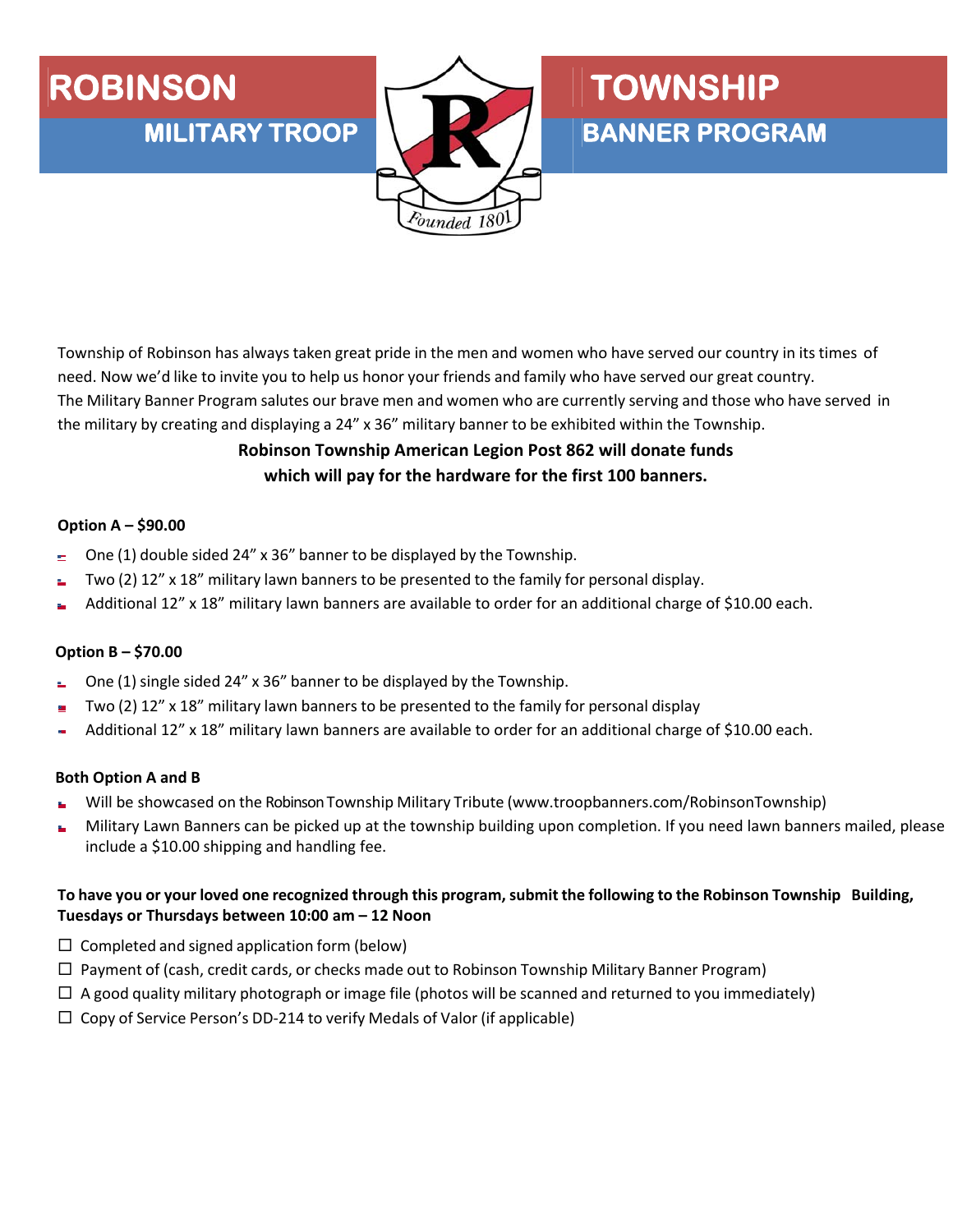# ROBINSON TOWNSHIP

## MILITARY TROOP BANNER PROGRAM

*Founded 1801*

Township of Robinson has always taken great pride in the men and women who have served our country in its times of need. Now we'd like to invite you to help us honor your friends and family who have served our great country. The Military Banner Program salutes our brave men and women who are currently serving and those who have served in the military by creating and displaying a 24" x 36" military banner to be exhibited within the Township.

**Robinson Township American Legion Post 862 will donate funds which will pay for the hardware for the first 100 banners.**

**Option A – $90.00**

- One (1) double sided 24" x 36" banner to be displayed by the Township.
- Two (2) 12" x 18" military lawn banners to be presented to the family for personal display.
- Additional 12" x 18" military lawn banners are available to order for an additional charge of $10.00 each.

**Option B – $70.00**

- One (1) single sided 24" x 36" banner to be displayed by the Township.
- Two (2) 12" x 18" military lawn banners to be presented to the family for personal display
- Additional 12" x 18" military lawn banners are available to order for an additional charge of $10.00 each.

**Both Option A and B**

- Will be showcased on the Robinson Township Military Tribute (www.troopbanners.com/RobinsonTownship)
- Military Lawn Banners can be picked up at the township building upon completion. If you need lawn banners mailed, please include a $10.00 shipping and handling fee.

**To have you or your loved one recognized through this program, submit the following to the Robinson Township Building, Tuesdays or Thursdays between 10:00 am – 12 Noon**

- ☐ Completed and signed application form (below)
- ☐ Payment of (cash, credit cards, or checks made out to Robinson Township Military Banner Program)
- ☐ A good quality military photograph or image file (photos will be scanned and returned to you immediately)
- ☐ Copy of Service Person's DD-214 to verify Medals of Valor (if applicable)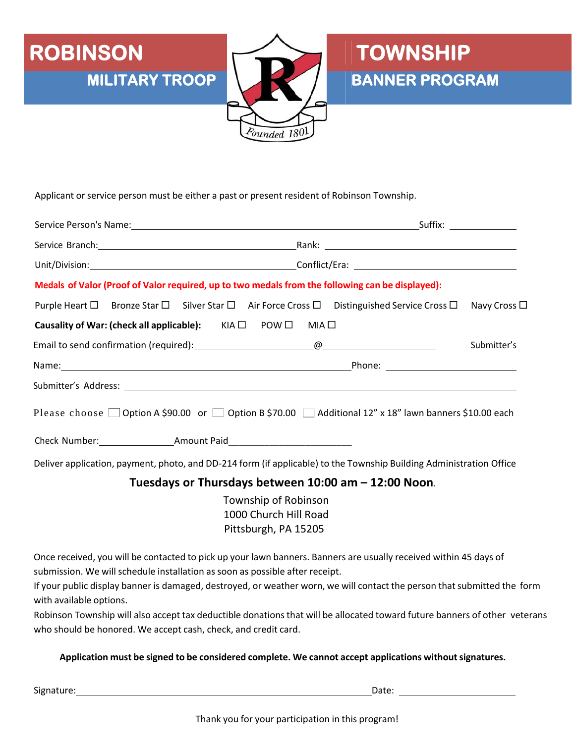# ROBINSON TOWNSHIP

## MILITARY TROOP BANNER PROGRAM

Founded 1801

Applicant or service person must be either a past or present resident of Robinson Township.

Service Person's Name:\_\_\_\_\_\_\_\_\_\_\_\_\_\_\_\_\_\_\_\_\_\_\_\_\_\_\_\_\_\_\_\_\_\_\_\_\_\_\_\_ Suffix: \_\_\_\_\_\_\_\_\_\_

Service Branch:\_\_\_\_\_\_\_\_\_\_\_\_\_\_\_\_\_\_\_\_\_\_\_\_\_\_\_\_ Rank: \_\_\_\_\_\_\_\_\_\_\_\_\_\_\_\_\_\_\_\_\_\_\_\_\_\_

Unit/Division:\_\_\_\_\_\_\_\_\_\_\_\_\_\_\_\_\_\_\_\_\_\_\_\_\_\_\_\_ Conflict/Era: \_\_\_\_\_\_\_\_\_\_\_\_\_\_\_\_\_\_\_\_\_\_

**Medals of Valor (Proof of Valor required, up to two medals from the following can be displayed):**

Purple Heart ☐ Bronze Star ☐ Silver Star ☐ Air Force Cross ☐ Distinguished Service Cross ☐ Navy Cross ☐

**Causality of War: (check all applicable):** KIA ☐ POW ☐ MIA ☐

Email to send confirmation (required):\_\_\_\_\_\_\_\_\_\_\_\_\_\_\_\_@\_\_\_\_\_\_\_\_\_\_\_\_\_\_\_

Submitter's Name:\_\_\_\_\_\_\_\_\_\_\_\_\_\_\_\_\_\_\_\_\_\_\_\_\_\_\_\_\_\_\_\_\_\_\_\_\_\_\_\_ Phone: \_\_\_\_\_\_\_\_\_\_\_\_\_\_\_\_\_

Submitter's Address: \_\_\_\_\_\_\_\_\_\_\_\_\_\_\_\_\_\_\_\_\_\_\_\_\_\_\_\_\_\_\_\_\_\_\_\_\_\_\_\_\_\_\_\_\_\_\_\_\_\_\_\_\_\_

Please choose ☐ Option A $90.00 or ☐ Option B $70.00 ☐ Additional 12" x 18" lawn banners $10.00 each

Check Number:\_\_\_\_\_\_\_\_\_\_\_\_ Amount Paid\_\_\_\_\_\_\_\_\_\_\_\_\_\_\_\_\_\_\_\_

Deliver application, payment, photo, and DD-214 form (if applicable) to the Township Building Administration Office

**Tuesdays or Thursdays between 10:00 am – 12:00 Noon.**

Township of Robinson
1000 Church Hill Road
Pittsburgh, PA 15205

Once received, you will be contacted to pick up your lawn banners. Banners are usually received within 45 days of submission. We will schedule installation as soon as possible after receipt.

If your public display banner is damaged, destroyed, or weather worn, we will contact the person that submitted the form with available options.

Robinson Township will also accept tax deductible donations that will be allocated toward future banners of other veterans who should be honored. We accept cash, check, and credit card.

**Application must be signed to be considered complete. We cannot accept applications without signatures.**

Signature:\_\_\_\_\_\_\_\_\_\_\_\_\_\_\_\_\_\_\_\_\_\_\_\_\_\_\_\_\_\_\_\_\_\_\_\_\_\_\_\_ Date: \_\_\_\_\_\_\_\_\_\_\_\_\_\_\_\_

Thank you for your participation in this program!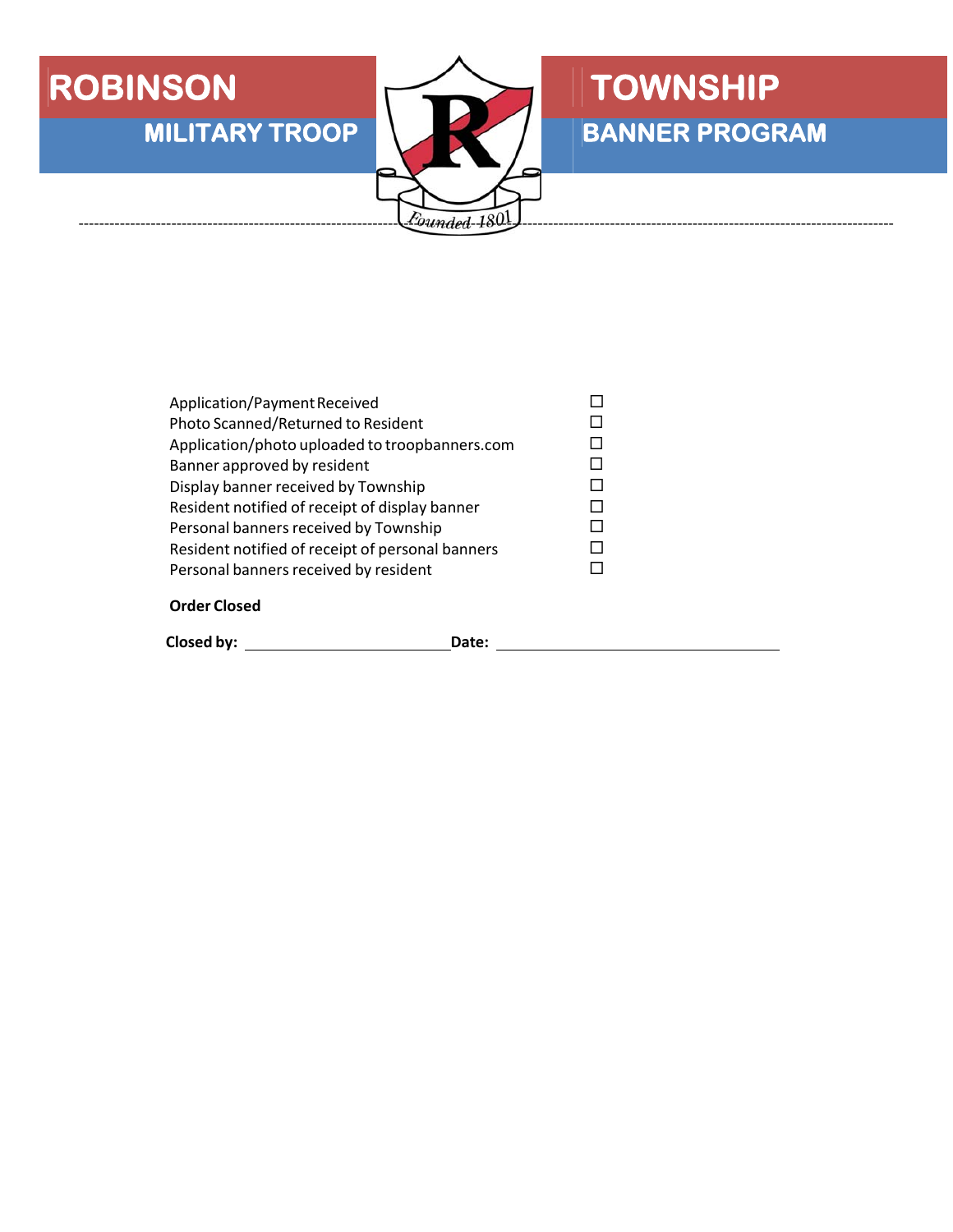# ROBINSON TOWNSHIP

## MILITARY TROOP BANNER PROGRAM

Founded 1801

- Application/Payment Received ☐
- Photo Scanned/Returned to Resident ☐
- Application/photo uploaded to troopbanners.com ☐
- Banner approved by resident ☐
- Display banner received by Township ☐
- Resident notified of receipt of display banner ☐
- Personal banners received by Township ☐
- Resident notified of receipt of personal banners ☐
- Personal banners received by resident ☐

**Order Closed**

**Closed by:** ______________________ **Date:** ______________________